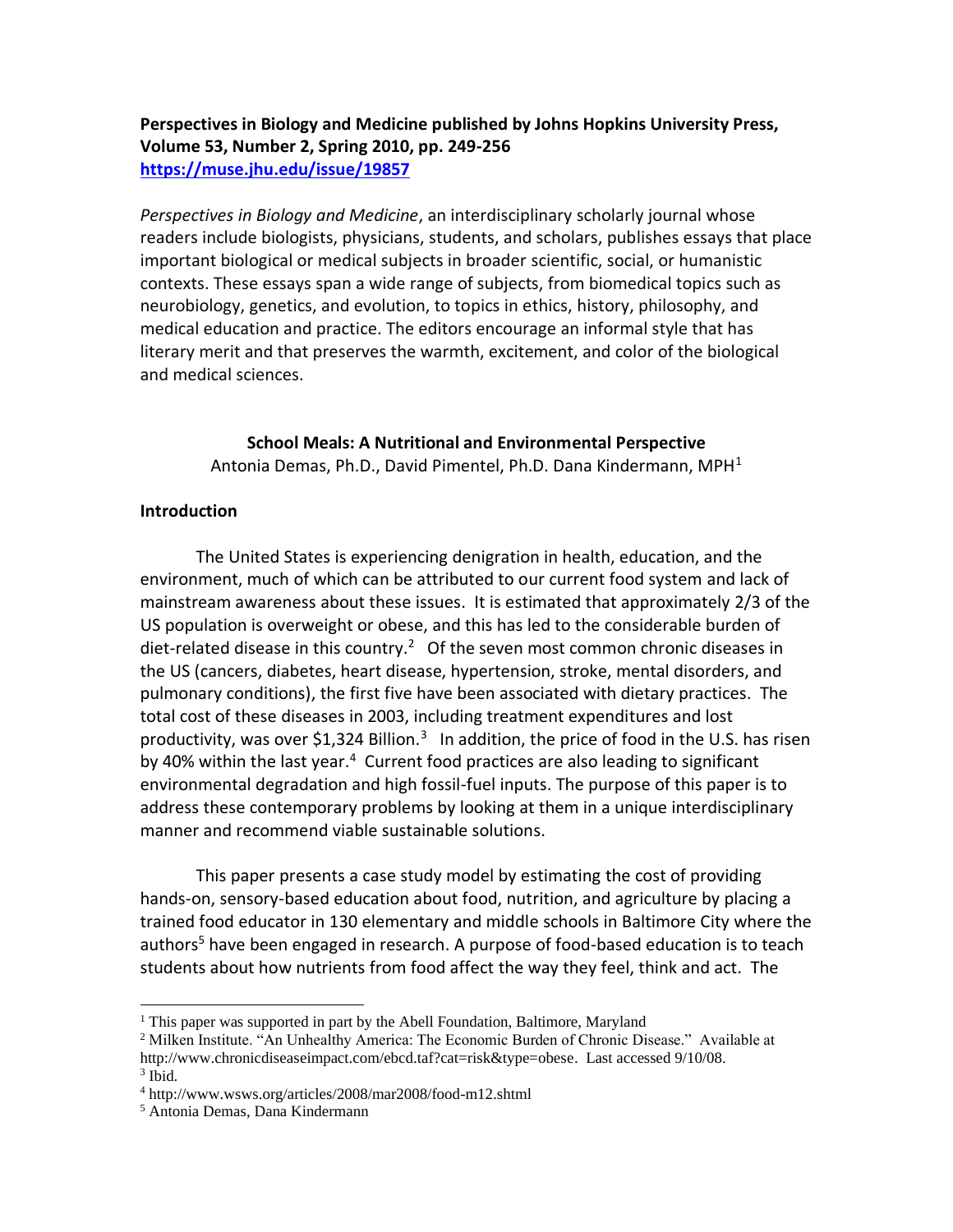**Perspectives in Biology and Medicine published by Johns Hopkins University Press, Volume 53, Number 2, Spring 2010, pp. 249-256**
**https://muse.jhu.edu/issue/19857**

*Perspectives in Biology and Medicine*, an interdisciplinary scholarly journal whose readers include biologists, physicians, students, and scholars, publishes essays that place important biological or medical subjects in broader scientific, social, or humanistic contexts. These essays span a wide range of subjects, from biomedical topics such as neurobiology, genetics, and evolution, to topics in ethics, history, philosophy, and medical education and practice. The editors encourage an informal style that has literary merit and that preserves the warmth, excitement, and color of the biological and medical sciences.

# School Meals: A Nutritional and Environmental Perspective

Antonia Demas, Ph.D., David Pimentel, Ph.D. Dana Kindermann, MPH[1]

## Introduction

The United States is experiencing denigration in health, education, and the environment, much of which can be attributed to our current food system and lack of mainstream awareness about these issues. It is estimated that approximately 2/3 of the US population is overweight or obese, and this has led to the considerable burden of diet-related disease in this country.[2] Of the seven most common chronic diseases in the US (cancers, diabetes, heart disease, hypertension, stroke, mental disorders, and pulmonary conditions), the first five have been associated with dietary practices. The total cost of these diseases in 2003, including treatment expenditures and lost productivity, was over $1,324 Billion.[3] In addition, the price of food in the U.S. has risen by 40% within the last year.[4] Current food practices are also leading to significant environmental degradation and high fossil-fuel inputs. The purpose of this paper is to address these contemporary problems by looking at them in a unique interdisciplinary manner and recommend viable sustainable solutions.

This paper presents a case study model by estimating the cost of providing hands-on, sensory-based education about food, nutrition, and agriculture by placing a trained food educator in 130 elementary and middle schools in Baltimore City where the authors[5] have been engaged in research. A purpose of food-based education is to teach students about how nutrients from food affect the way they feel, think and act. The

---

[1] This paper was supported in part by the Abell Foundation, Baltimore, Maryland

[2] Milken Institute. "An Unhealthy America: The Economic Burden of Chronic Disease." Available at http://www.chronicdiseaseimpact.com/ebcd.taf?cat=risk&type=obese. Last accessed 9/10/08.

[3] Ibid.

[4] http://www.wsws.org/articles/2008/mar2008/food-m12.shtml

[5] Antonia Demas, Dana Kindermann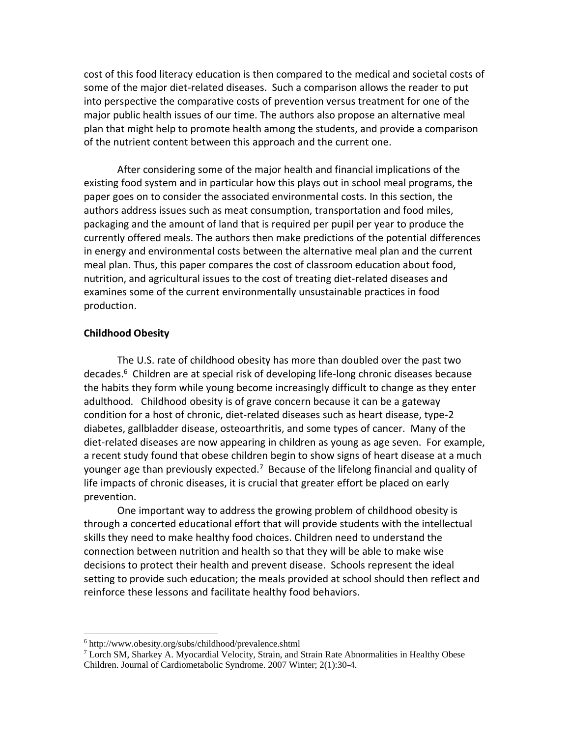cost of this food literacy education is then compared to the medical and societal costs of some of the major diet-related diseases. Such a comparison allows the reader to put into perspective the comparative costs of prevention versus treatment for one of the major public health issues of our time. The authors also propose an alternative meal plan that might help to promote health among the students, and provide a comparison of the nutrient content between this approach and the current one.

After considering some of the major health and financial implications of the existing food system and in particular how this plays out in school meal programs, the paper goes on to consider the associated environmental costs. In this section, the authors address issues such as meat consumption, transportation and food miles, packaging and the amount of land that is required per pupil per year to produce the currently offered meals. The authors then make predictions of the potential differences in energy and environmental costs between the alternative meal plan and the current meal plan. Thus, this paper compares the cost of classroom education about food, nutrition, and agricultural issues to the cost of treating diet-related diseases and examines some of the current environmentally unsustainable practices in food production.

**Childhood Obesity**

The U.S. rate of childhood obesity has more than doubled over the past two decades.[6] Children are at special risk of developing life-long chronic diseases because the habits they form while young become increasingly difficult to change as they enter adulthood. Childhood obesity is of grave concern because it can be a gateway condition for a host of chronic, diet-related diseases such as heart disease, type-2 diabetes, gallbladder disease, osteoarthritis, and some types of cancer. Many of the diet-related diseases are now appearing in children as young as age seven. For example, a recent study found that obese children begin to show signs of heart disease at a much younger age than previously expected.[7] Because of the lifelong financial and quality of life impacts of chronic diseases, it is crucial that greater effort be placed on early prevention.

One important way to address the growing problem of childhood obesity is through a concerted educational effort that will provide students with the intellectual skills they need to make healthy food choices. Children need to understand the connection between nutrition and health so that they will be able to make wise decisions to protect their health and prevent disease. Schools represent the ideal setting to provide such education; the meals provided at school should then reflect and reinforce these lessons and facilitate healthy food behaviors.

---

[6] http://www.obesity.org/subs/childhood/prevalence.shtml

[7] Lorch SM, Sharkey A. Myocardial Velocity, Strain, and Strain Rate Abnormalities in Healthy Obese Children. Journal of Cardiometabolic Syndrome. 2007 Winter; 2(1):30-4.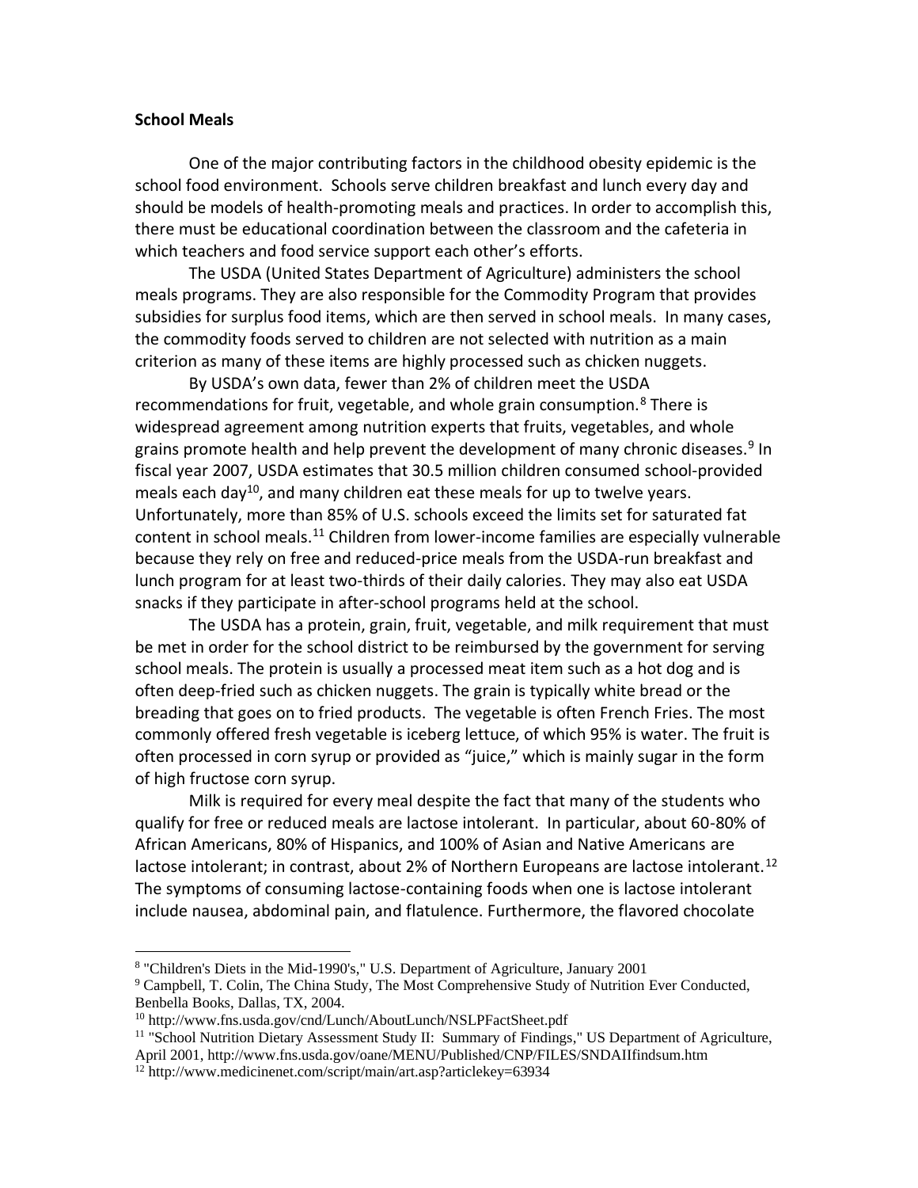**School Meals**

One of the major contributing factors in the childhood obesity epidemic is the school food environment. Schools serve children breakfast and lunch every day and should be models of health-promoting meals and practices. In order to accomplish this, there must be educational coordination between the classroom and the cafeteria in which teachers and food service support each other's efforts.

The USDA (United States Department of Agriculture) administers the school meals programs. They are also responsible for the Commodity Program that provides subsidies for surplus food items, which are then served in school meals. In many cases, the commodity foods served to children are not selected with nutrition as a main criterion as many of these items are highly processed such as chicken nuggets.

By USDA's own data, fewer than 2% of children meet the USDA recommendations for fruit, vegetable, and whole grain consumption.[8] There is widespread agreement among nutrition experts that fruits, vegetables, and whole grains promote health and help prevent the development of many chronic diseases.[9] In fiscal year 2007, USDA estimates that 30.5 million children consumed school-provided meals each day[10], and many children eat these meals for up to twelve years. Unfortunately, more than 85% of U.S. schools exceed the limits set for saturated fat content in school meals.[11] Children from lower-income families are especially vulnerable because they rely on free and reduced-price meals from the USDA-run breakfast and lunch program for at least two-thirds of their daily calories. They may also eat USDA snacks if they participate in after-school programs held at the school.

The USDA has a protein, grain, fruit, vegetable, and milk requirement that must be met in order for the school district to be reimbursed by the government for serving school meals. The protein is usually a processed meat item such as a hot dog and is often deep-fried such as chicken nuggets. The grain is typically white bread or the breading that goes on to fried products. The vegetable is often French Fries. The most commonly offered fresh vegetable is iceberg lettuce, of which 95% is water. The fruit is often processed in corn syrup or provided as "juice," which is mainly sugar in the form of high fructose corn syrup.

Milk is required for every meal despite the fact that many of the students who qualify for free or reduced meals are lactose intolerant. In particular, about 60-80% of African Americans, 80% of Hispanics, and 100% of Asian and Native Americans are lactose intolerant; in contrast, about 2% of Northern Europeans are lactose intolerant.[12] The symptoms of consuming lactose-containing foods when one is lactose intolerant include nausea, abdominal pain, and flatulence. Furthermore, the flavored chocolate

---

[8] "Children's Diets in the Mid-1990's," U.S. Department of Agriculture, January 2001

[9] Campbell, T. Colin, The China Study, The Most Comprehensive Study of Nutrition Ever Conducted, Benbella Books, Dallas, TX, 2004.

[10] http://www.fns.usda.gov/cnd/Lunch/AboutLunch/NSLPFactSheet.pdf

[11] "School Nutrition Dietary Assessment Study II: Summary of Findings," US Department of Agriculture, April 2001, http://www.fns.usda.gov/oane/MENU/Published/CNP/FILES/SNDAIIfindsum.htm

[12] http://www.medicinenet.com/script/main/art.asp?articlekey=63934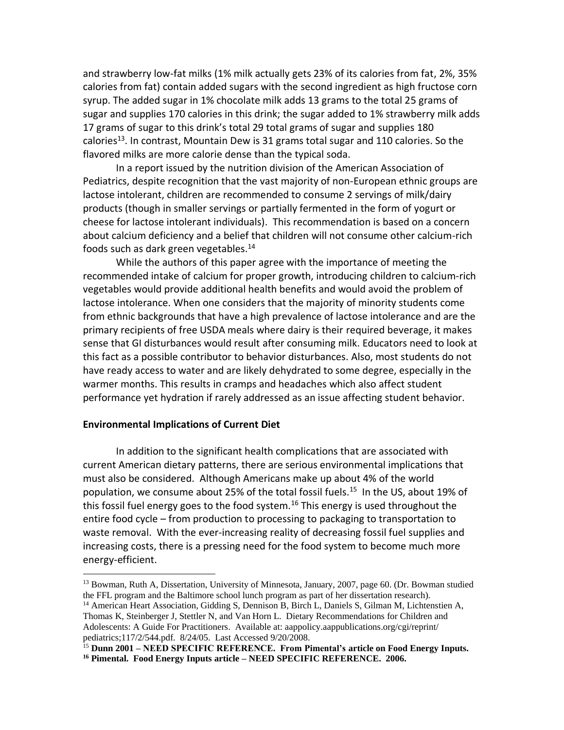and strawberry low-fat milks (1% milk actually gets 23% of its calories from fat, 2%, 35% calories from fat) contain added sugars with the second ingredient as high fructose corn syrup. The added sugar in 1% chocolate milk adds 13 grams to the total 25 grams of sugar and supplies 170 calories in this drink; the sugar added to 1% strawberry milk adds 17 grams of sugar to this drink's total 29 total grams of sugar and supplies 180 calories[13]. In contrast, Mountain Dew is 31 grams total sugar and 110 calories. So the flavored milks are more calorie dense than the typical soda.

In a report issued by the nutrition division of the American Association of Pediatrics, despite recognition that the vast majority of non-European ethnic groups are lactose intolerant, children are recommended to consume 2 servings of milk/dairy products (though in smaller servings or partially fermented in the form of yogurt or cheese for lactose intolerant individuals). This recommendation is based on a concern about calcium deficiency and a belief that children will not consume other calcium-rich foods such as dark green vegetables.[14]

While the authors of this paper agree with the importance of meeting the recommended intake of calcium for proper growth, introducing children to calcium-rich vegetables would provide additional health benefits and would avoid the problem of lactose intolerance. When one considers that the majority of minority students come from ethnic backgrounds that have a high prevalence of lactose intolerance and are the primary recipients of free USDA meals where dairy is their required beverage, it makes sense that GI disturbances would result after consuming milk. Educators need to look at this fact as a possible contributor to behavior disturbances. Also, most students do not have ready access to water and are likely dehydrated to some degree, especially in the warmer months. This results in cramps and headaches which also affect student performance yet hydration if rarely addressed as an issue affecting student behavior.

**Environmental Implications of Current Diet**

In addition to the significant health complications that are associated with current American dietary patterns, there are serious environmental implications that must also be considered. Although Americans make up about 4% of the world population, we consume about 25% of the total fossil fuels.[15] In the US, about 19% of this fossil fuel energy goes to the food system.[16] This energy is used throughout the entire food cycle – from production to processing to packaging to transportation to waste removal. With the ever-increasing reality of decreasing fossil fuel supplies and increasing costs, there is a pressing need for the food system to become much more energy-efficient.

---

[13] Bowman, Ruth A, Dissertation, University of Minnesota, January, 2007, page 60. (Dr. Bowman studied the FFL program and the Baltimore school lunch program as part of her dissertation research).

[14] American Heart Association, Gidding S, Dennison B, Birch L, Daniels S, Gilman M, Lichtenstien A, Thomas K, Steinberger J, Stettler N, and Van Horn L. Dietary Recommendations for Children and Adolescents: A Guide For Practitioners. Available at: aappolicy.aappublications.org/cgi/reprint/pediatrics;117/2/544.pdf. 8/24/05. Last Accessed 9/20/2008.

[15] **Dunn 2001 – NEED SPECIFIC REFERENCE. From Pimental's article on Food Energy Inputs.**

[16] **Pimental. Food Energy Inputs article – NEED SPECIFIC REFERENCE. 2006.**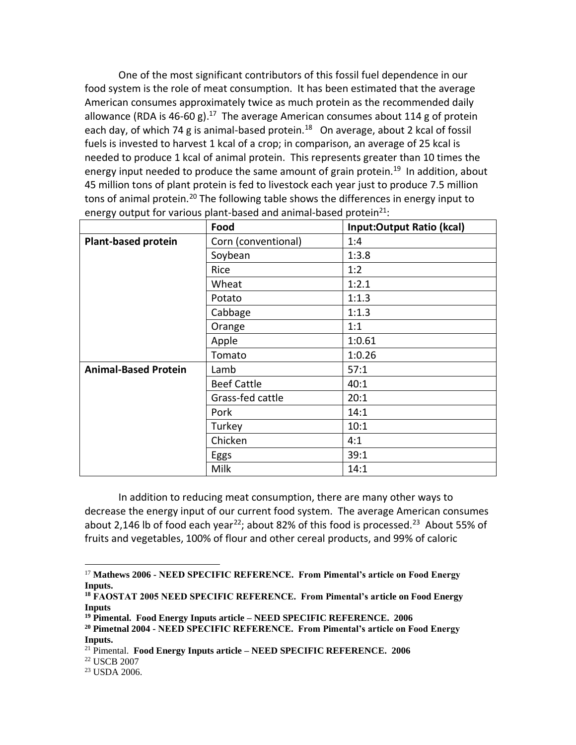One of the most significant contributors of this fossil fuel dependence in our food system is the role of meat consumption. It has been estimated that the average American consumes approximately twice as much protein as the recommended daily allowance (RDA is 46-60 g).[17] The average American consumes about 114 g of protein each day, of which 74 g is animal-based protein.[18] On average, about 2 kcal of fossil fuels is invested to harvest 1 kcal of a crop; in comparison, an average of 25 kcal is needed to produce 1 kcal of animal protein. This represents greater than 10 times the energy input needed to produce the same amount of grain protein.[19] In addition, about 45 million tons of plant protein is fed to livestock each year just to produce 7.5 million tons of animal protein.[20] The following table shows the differences in energy input to energy output for various plant-based and animal-based protein[21]:

| | **Food** | **Input:Output Ratio (kcal)** |
|---|---|---|
| **Plant-based protein** | Corn (conventional) | 1:4 |
| | Soybean | 1:3.8 |
| | Rice | 1:2 |
| | Wheat | 1:2.1 |
| | Potato | 1:1.3 |
| | Cabbage | 1:1.3 |
| | Orange | 1:1 |
| | Apple | 1:0.61 |
| | Tomato | 1:0.26 |
| **Animal-Based Protein** | Lamb | 57:1 |
| | Beef Cattle | 40:1 |
| | Grass-fed cattle | 20:1 |
| | Pork | 14:1 |
| | Turkey | 10:1 |
| | Chicken | 4:1 |
| | Eggs | 39:1 |
| | Milk | 14:1 |

In addition to reducing meat consumption, there are many other ways to decrease the energy input of our current food system. The average American consumes about 2,146 lb of food each year[22]; about 82% of this food is processed.[23] About 55% of fruits and vegetables, 100% of flour and other cereal products, and 99% of caloric

---

[17] **Mathews 2006 - NEED SPECIFIC REFERENCE. From Pimental's article on Food Energy Inputs.**

[18] **FAOSTAT 2005 NEED SPECIFIC REFERENCE. From Pimental's article on Food Energy Inputs**

[19] **Pimental. Food Energy Inputs article – NEED SPECIFIC REFERENCE. 2006**

[20] **Pimetnal 2004 - NEED SPECIFIC REFERENCE. From Pimental's article on Food Energy Inputs.**

[21] Pimental. **Food Energy Inputs article – NEED SPECIFIC REFERENCE. 2006**

[22] USCB 2007

[23] USDA 2006.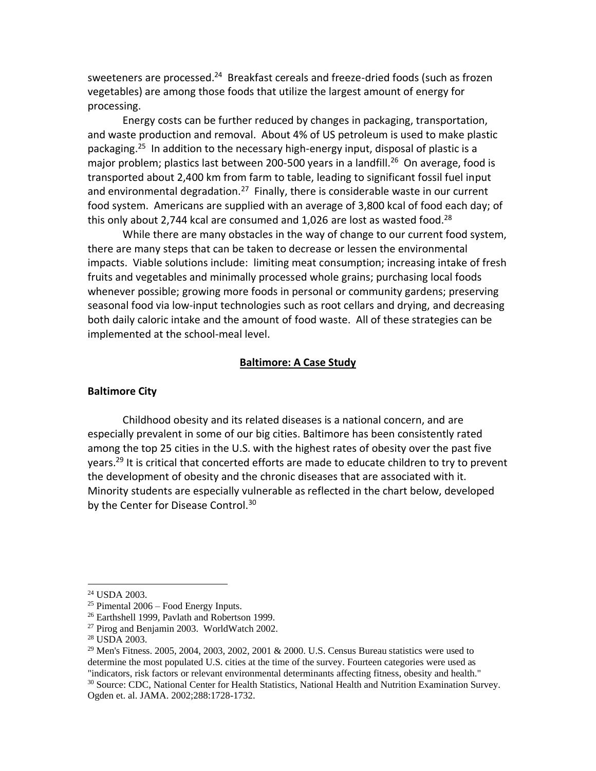sweeteners are processed.[24] Breakfast cereals and freeze-dried foods (such as frozen vegetables) are among those foods that utilize the largest amount of energy for processing.

Energy costs can be further reduced by changes in packaging, transportation, and waste production and removal. About 4% of US petroleum is used to make plastic packaging.[25] In addition to the necessary high-energy input, disposal of plastic is a major problem; plastics last between 200-500 years in a landfill.[26] On average, food is transported about 2,400 km from farm to table, leading to significant fossil fuel input and environmental degradation.[27] Finally, there is considerable waste in our current food system. Americans are supplied with an average of 3,800 kcal of food each day; of this only about 2,744 kcal are consumed and 1,026 are lost as wasted food.[28]

While there are many obstacles in the way of change to our current food system, there are many steps that can be taken to decrease or lessen the environmental impacts. Viable solutions include: limiting meat consumption; increasing intake of fresh fruits and vegetables and minimally processed whole grains; purchasing local foods whenever possible; growing more foods in personal or community gardens; preserving seasonal food via low-input technologies such as root cellars and drying, and decreasing both daily caloric intake and the amount of food waste. All of these strategies can be implemented at the school-meal level.

## Baltimore: A Case Study

### Baltimore City

Childhood obesity and its related diseases is a national concern, and are especially prevalent in some of our big cities. Baltimore has been consistently rated among the top 25 cities in the U.S. with the highest rates of obesity over the past five years.[29] It is critical that concerted efforts are made to educate children to try to prevent the development of obesity and the chronic diseases that are associated with it. Minority students are especially vulnerable as reflected in the chart below, developed by the Center for Disease Control.[30]

---

[24] USDA 2003.

[25] Pimental 2006 – Food Energy Inputs.

[26] Earthshell 1999, Pavlath and Robertson 1999.

[27] Pirog and Benjamin 2003. WorldWatch 2002.

[28] USDA 2003.

[29] Men's Fitness. 2005, 2004, 2003, 2002, 2001 & 2000. U.S. Census Bureau statistics were used to determine the most populated U.S. cities at the time of the survey. Fourteen categories were used as "indicators, risk factors or relevant environmental determinants affecting fitness, obesity and health."

[30] Source: CDC, National Center for Health Statistics, National Health and Nutrition Examination Survey. Ogden et. al. JAMA. 2002;288:1728-1732.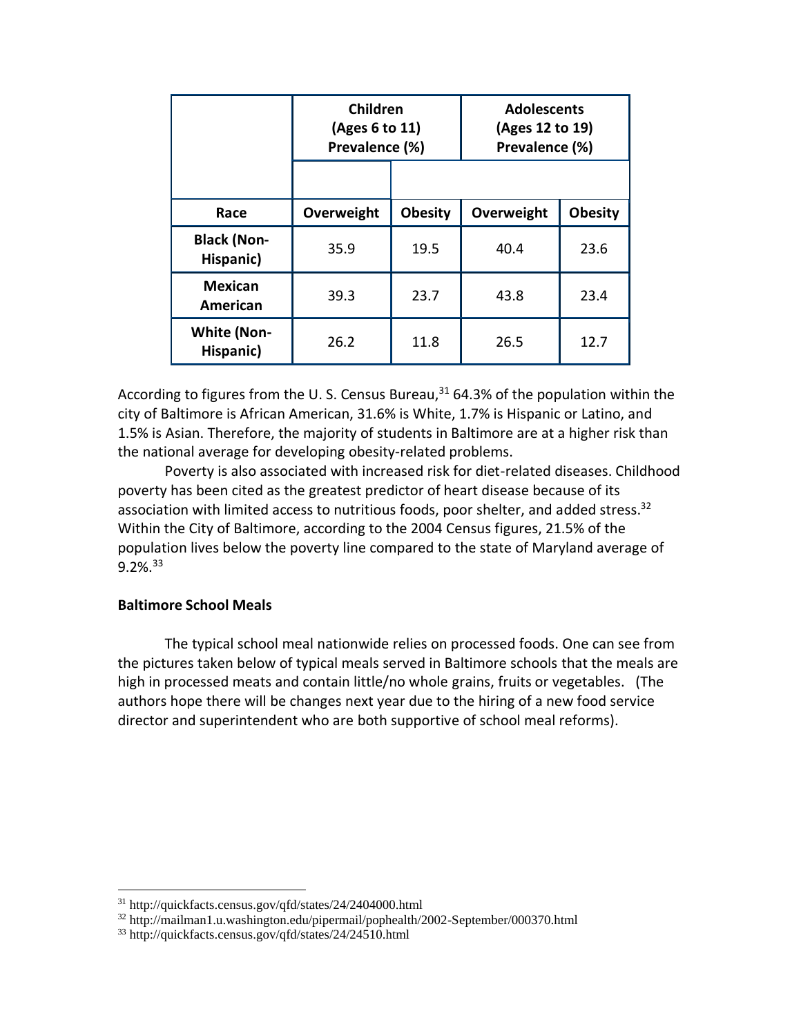| | Children (Ages 6 to 11) Prevalence (%) | | Adolescents (Ages 12 to 19) Prevalence (%) | |
|---|---|---|---|---|
| **Race** | **Overweight** | **Obesity** | **Overweight** | **Obesity** |
| **Black (Non-Hispanic)** | 35.9 | 19.5 | 40.4 | 23.6 |
| **Mexican American** | 39.3 | 23.7 | 43.8 | 23.4 |
| **White (Non-Hispanic)** | 26.2 | 11.8 | 26.5 | 12.7 |

According to figures from the U. S. Census Bureau,[31] 64.3% of the population within the city of Baltimore is African American, 31.6% is White, 1.7% is Hispanic or Latino, and 1.5% is Asian. Therefore, the majority of students in Baltimore are at a higher risk than the national average for developing obesity-related problems.

Poverty is also associated with increased risk for diet-related diseases. Childhood poverty has been cited as the greatest predictor of heart disease because of its association with limited access to nutritious foods, poor shelter, and added stress.[32] Within the City of Baltimore, according to the 2004 Census figures, 21.5% of the population lives below the poverty line compared to the state of Maryland average of 9.2%.[33]

**Baltimore School Meals**

The typical school meal nationwide relies on processed foods. One can see from the pictures taken below of typical meals served in Baltimore schools that the meals are high in processed meats and contain little/no whole grains, fruits or vegetables. (The authors hope there will be changes next year due to the hiring of a new food service director and superintendent who are both supportive of school meal reforms).

[31] http://quickfacts.census.gov/qfd/states/24/2404000.html

[32] http://mailman1.u.washington.edu/pipermail/pophealth/2002-September/000370.html

[33] http://quickfacts.census.gov/qfd/states/24/24510.html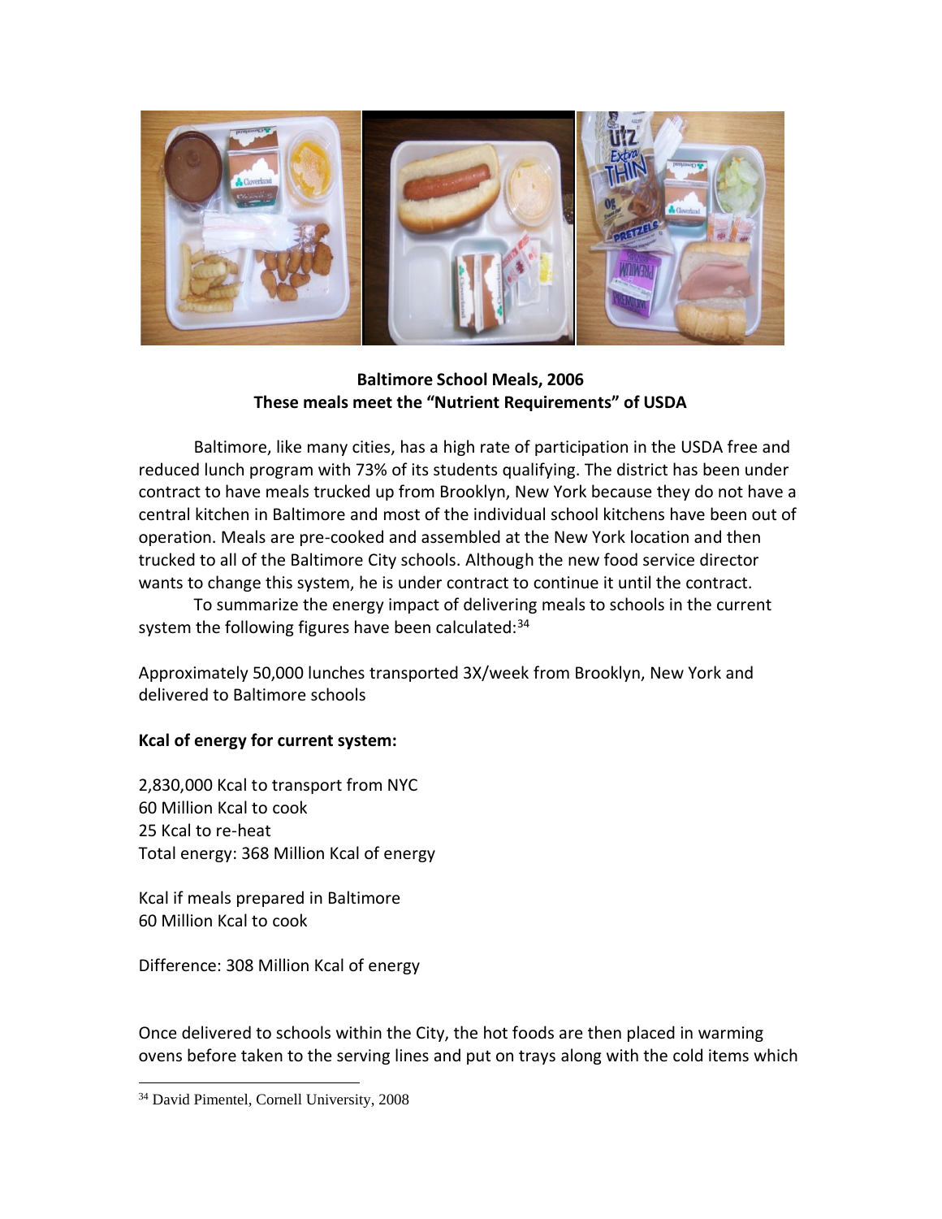**Baltimore School Meals, 2006**
**These meals meet the "Nutrient Requirements" of USDA**

Baltimore, like many cities, has a high rate of participation in the USDA free and reduced lunch program with 73% of its students qualifying. The district has been under contract to have meals trucked up from Brooklyn, New York because they do not have a central kitchen in Baltimore and most of the individual school kitchens have been out of operation. Meals are pre-cooked and assembled at the New York location and then trucked to all of the Baltimore City schools. Although the new food service director wants to change this system, he is under contract to continue it until the contract.

To summarize the energy impact of delivering meals to schools in the current system the following figures have been calculated:[34]

Approximately 50,000 lunches transported 3X/week from Brooklyn, New York and delivered to Baltimore schools

**Kcal of energy for current system:**

2,830,000 Kcal to transport from NYC
60 Million Kcal to cook
25 Kcal to re-heat
Total energy: 368 Million Kcal of energy

Kcal if meals prepared in Baltimore
60 Million Kcal to cook

Difference: 308 Million Kcal of energy

Once delivered to schools within the City, the hot foods are then placed in warming ovens before taken to the serving lines and put on trays along with the cold items which

[34] David Pimentel, Cornell University, 2008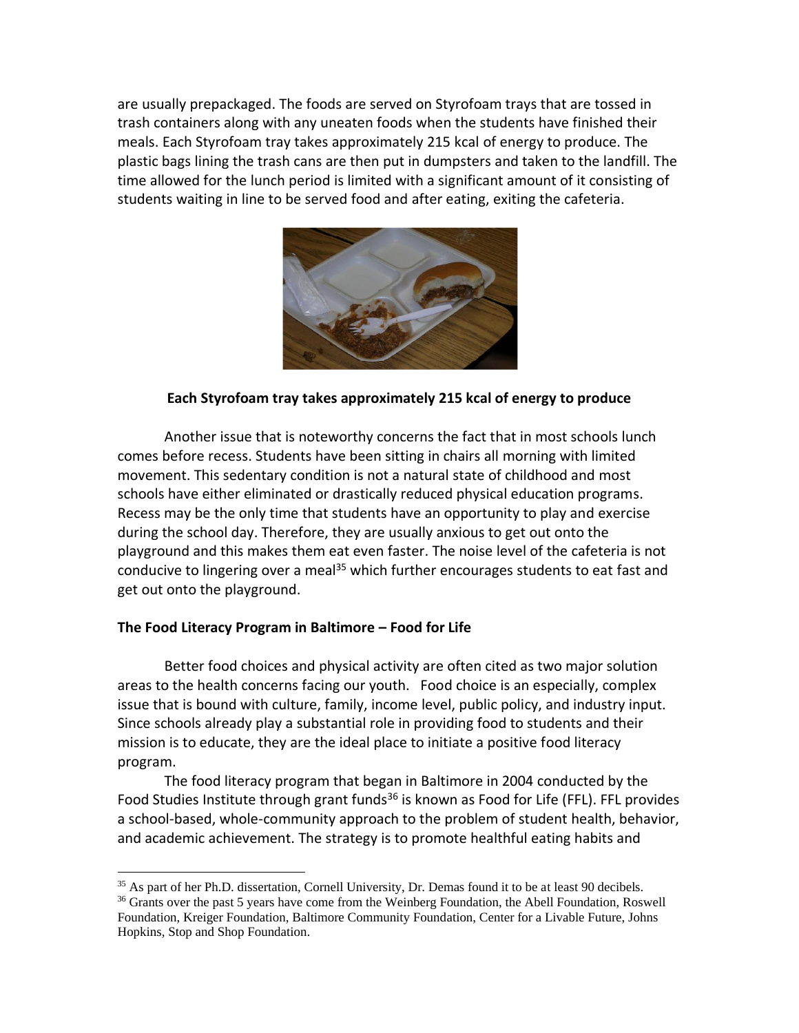are usually prepackaged. The foods are served on Styrofoam trays that are tossed in trash containers along with any uneaten foods when the students have finished their meals. Each Styrofoam tray takes approximately 215 kcal of energy to produce. The plastic bags lining the trash cans are then put in dumpsters and taken to the landfill. The time allowed for the lunch period is limited with a significant amount of it consisting of students waiting in line to be served food and after eating, exiting the cafeteria.

**Each Styrofoam tray takes approximately 215 kcal of energy to produce**

Another issue that is noteworthy concerns the fact that in most schools lunch comes before recess. Students have been sitting in chairs all morning with limited movement. This sedentary condition is not a natural state of childhood and most schools have either eliminated or drastically reduced physical education programs. Recess may be the only time that students have an opportunity to play and exercise during the school day. Therefore, they are usually anxious to get out onto the playground and this makes them eat even faster. The noise level of the cafeteria is not conducive to lingering over a meal[35] which further encourages students to eat fast and get out onto the playground.

### The Food Literacy Program in Baltimore – Food for Life

Better food choices and physical activity are often cited as two major solution areas to the health concerns facing our youth. Food choice is an especially, complex issue that is bound with culture, family, income level, public policy, and industry input. Since schools already play a substantial role in providing food to students and their mission is to educate, they are the ideal place to initiate a positive food literacy program.

The food literacy program that began in Baltimore in 2004 conducted by the Food Studies Institute through grant funds[36] is known as Food for Life (FFL). FFL provides a school-based, whole-community approach to the problem of student health, behavior, and academic achievement. The strategy is to promote healthful eating habits and

---

[35] As part of her Ph.D. dissertation, Cornell University, Dr. Demas found it to be at least 90 decibels.

[36] Grants over the past 5 years have come from the Weinberg Foundation, the Abell Foundation, Roswell Foundation, Kreiger Foundation, Baltimore Community Foundation, Center for a Livable Future, Johns Hopkins, Stop and Shop Foundation.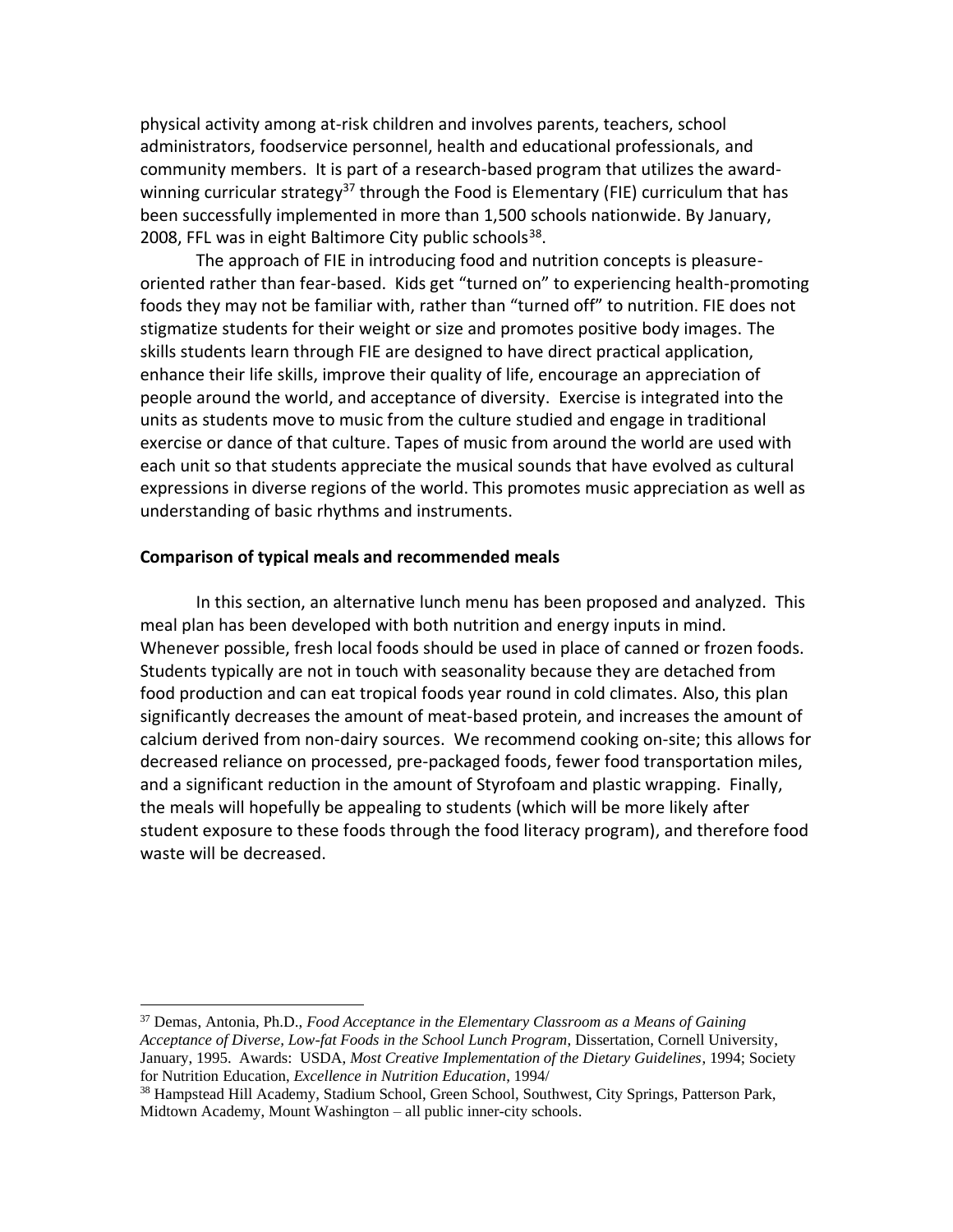physical activity among at-risk children and involves parents, teachers, school administrators, foodservice personnel, health and educational professionals, and community members. It is part of a research-based program that utilizes the award-winning curricular strategy[37] through the Food is Elementary (FIE) curriculum that has been successfully implemented in more than 1,500 schools nationwide. By January, 2008, FFL was in eight Baltimore City public schools[38].

The approach of FIE in introducing food and nutrition concepts is pleasure-oriented rather than fear-based. Kids get "turned on" to experiencing health-promoting foods they may not be familiar with, rather than "turned off" to nutrition. FIE does not stigmatize students for their weight or size and promotes positive body images. The skills students learn through FIE are designed to have direct practical application, enhance their life skills, improve their quality of life, encourage an appreciation of people around the world, and acceptance of diversity. Exercise is integrated into the units as students move to music from the culture studied and engage in traditional exercise or dance of that culture. Tapes of music from around the world are used with each unit so that students appreciate the musical sounds that have evolved as cultural expressions in diverse regions of the world. This promotes music appreciation as well as understanding of basic rhythms and instruments.

**Comparison of typical meals and recommended meals**

In this section, an alternative lunch menu has been proposed and analyzed. This meal plan has been developed with both nutrition and energy inputs in mind. Whenever possible, fresh local foods should be used in place of canned or frozen foods. Students typically are not in touch with seasonality because they are detached from food production and can eat tropical foods year round in cold climates. Also, this plan significantly decreases the amount of meat-based protein, and increases the amount of calcium derived from non-dairy sources. We recommend cooking on-site; this allows for decreased reliance on processed, pre-packaged foods, fewer food transportation miles, and a significant reduction in the amount of Styrofoam and plastic wrapping. Finally, the meals will hopefully be appealing to students (which will be more likely after student exposure to these foods through the food literacy program), and therefore food waste will be decreased.

---

[37] Demas, Antonia, Ph.D., *Food Acceptance in the Elementary Classroom as a Means of Gaining Acceptance of Diverse, Low-fat Foods in the School Lunch Program*, Dissertation, Cornell University, January, 1995. Awards: USDA, *Most Creative Implementation of the Dietary Guidelines*, 1994; Society for Nutrition Education, *Excellence in Nutrition Education*, 1994/

[38] Hampstead Hill Academy, Stadium School, Green School, Southwest, City Springs, Patterson Park, Midtown Academy, Mount Washington – all public inner-city schools.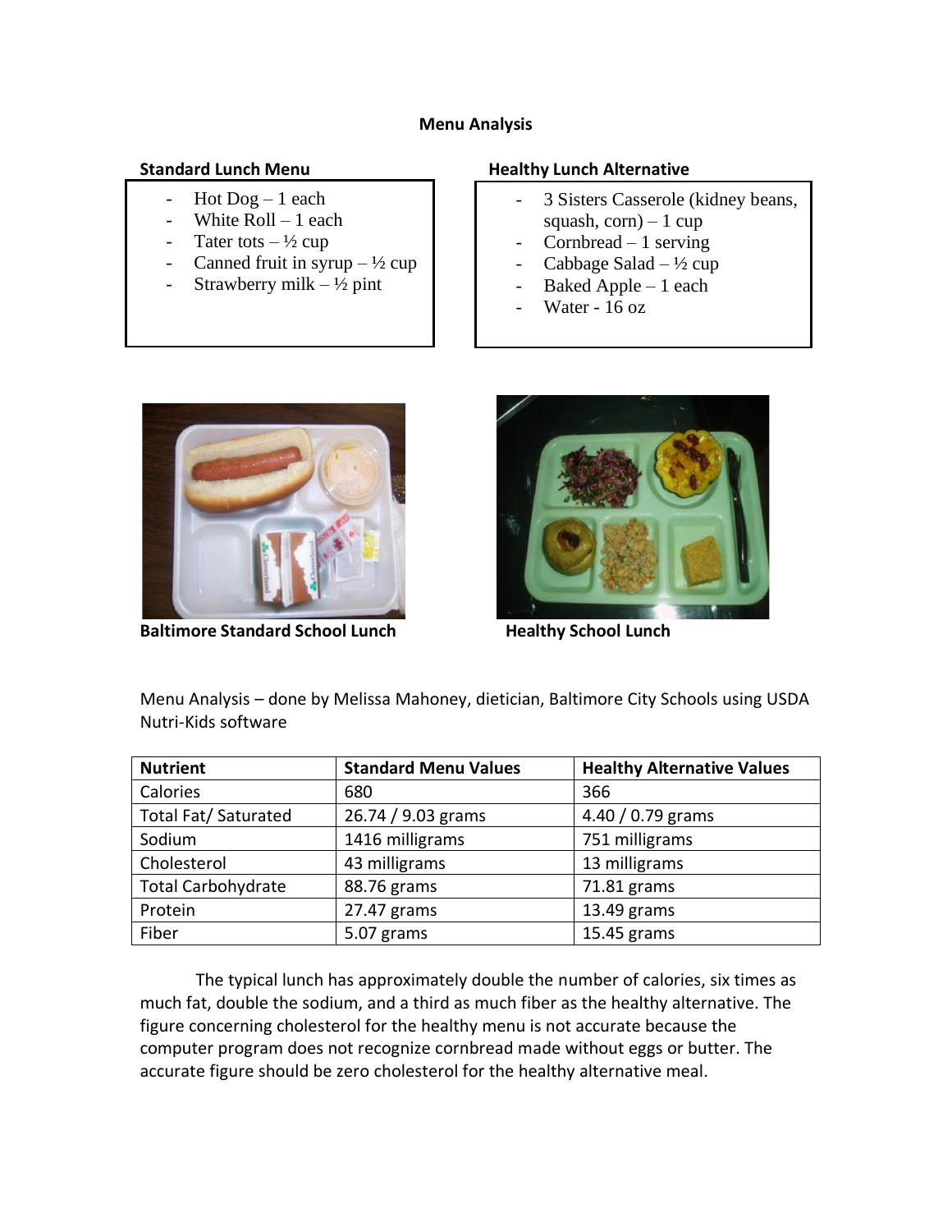# Menu Analysis

**Standard Lunch Menu**

- Hot Dog – 1 each
- White Roll – 1 each
- Tater tots – ½ cup
- Canned fruit in syrup – ½ cup
- Strawberry milk – ½ pint

**Healthy Lunch Alternative**

- 3 Sisters Casserole (kidney beans, squash, corn) – 1 cup
- Cornbread – 1 serving
- Cabbage Salad – ½ cup
- Baked Apple – 1 each
- Water - 16 oz

**Baltimore Standard School Lunch**

**Healthy School Lunch**

Menu Analysis – done by Melissa Mahoney, dietician, Baltimore City Schools using USDA Nutri-Kids software

| Nutrient | Standard Menu Values | Healthy Alternative Values |
|---|---|---|
| Calories | 680 | 366 |
| Total Fat/ Saturated | 26.74 / 9.03 grams | 4.40 / 0.79 grams |
| Sodium | 1416 milligrams | 751 milligrams |
| Cholesterol | 43 milligrams | 13 milligrams |
| Total Carbohydrate | 88.76 grams | 71.81 grams |
| Protein | 27.47 grams | 13.49 grams |
| Fiber | 5.07 grams | 15.45 grams |

The typical lunch has approximately double the number of calories, six times as much fat, double the sodium, and a third as much fiber as the healthy alternative. The figure concerning cholesterol for the healthy menu is not accurate because the computer program does not recognize cornbread made without eggs or butter. The accurate figure should be zero cholesterol for the healthy alternative meal.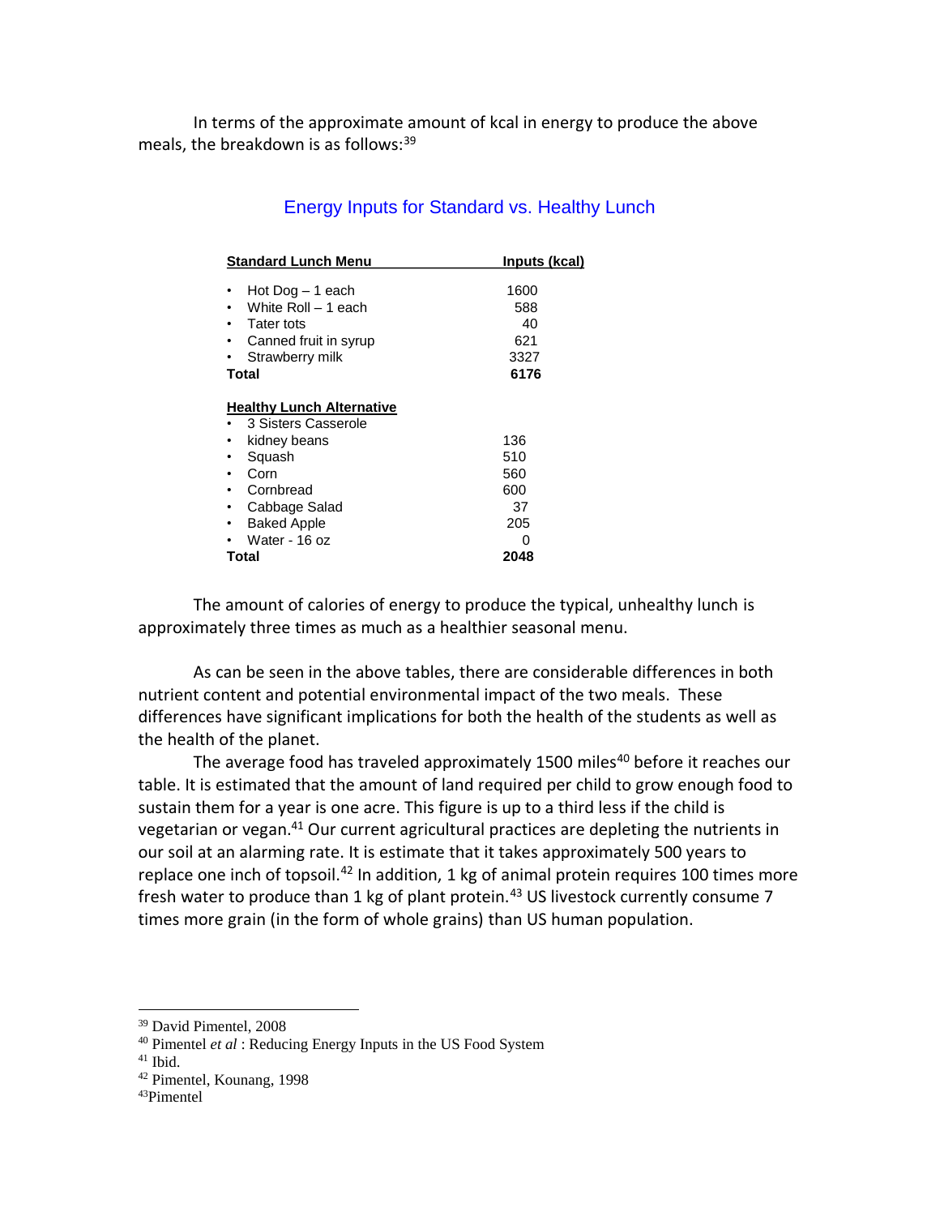In terms of the approximate amount of kcal in energy to produce the above meals, the breakdown is as follows:[39]

### Energy Inputs for Standard vs. Healthy Lunch

| **Standard Lunch Menu** | **Inputs (kcal)** |
|---|---|
| • Hot Dog – 1 each | 1600 |
| • White Roll – 1 each | 588 |
| • Tater tots | 40 |
| • Canned fruit in syrup | 621 |
| • Strawberry milk | 3327 |
| **Total** | **6176** |
| **Healthy Lunch Alternative** | |
| • 3 Sisters Casserole | |
| • kidney beans | 136 |
| • Squash | 510 |
| • Corn | 560 |
| • Cornbread | 600 |
| • Cabbage Salad | 37 |
| • Baked Apple | 205 |
| • Water - 16 oz | 0 |
| **Total** | **2048** |

The amount of calories of energy to produce the typical, unhealthy lunch is approximately three times as much as a healthier seasonal menu.

As can be seen in the above tables, there are considerable differences in both nutrient content and potential environmental impact of the two meals. These differences have significant implications for both the health of the students as well as the health of the planet.

The average food has traveled approximately 1500 miles[40] before it reaches our table. It is estimated that the amount of land required per child to grow enough food to sustain them for a year is one acre. This figure is up to a third less if the child is vegetarian or vegan.[41] Our current agricultural practices are depleting the nutrients in our soil at an alarming rate. It is estimate that it takes approximately 500 years to replace one inch of topsoil.[42] In addition, 1 kg of animal protein requires 100 times more fresh water to produce than 1 kg of plant protein.[43] US livestock currently consume 7 times more grain (in the form of whole grains) than US human population.

---

[39] David Pimentel, 2008

[40] Pimentel *et al* : Reducing Energy Inputs in the US Food System

[41] Ibid.

[42] Pimentel, Kounang, 1998

[43] Pimentel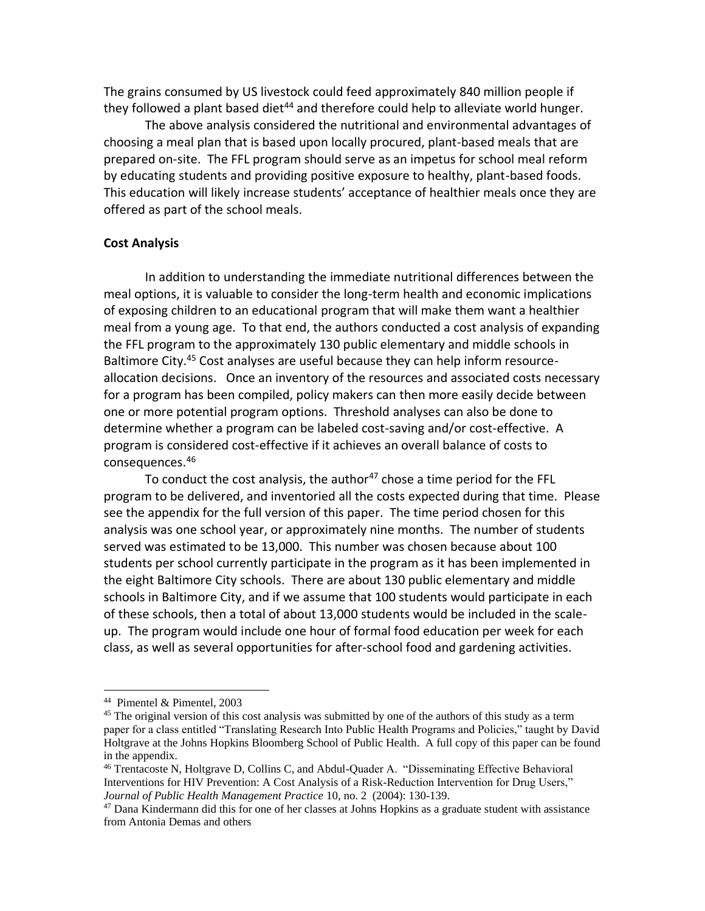The grains consumed by US livestock could feed approximately 840 million people if they followed a plant based diet[44] and therefore could help to alleviate world hunger.

The above analysis considered the nutritional and environmental advantages of choosing a meal plan that is based upon locally procured, plant-based meals that are prepared on-site. The FFL program should serve as an impetus for school meal reform by educating students and providing positive exposure to healthy, plant-based foods. This education will likely increase students' acceptance of healthier meals once they are offered as part of the school meals.

**Cost Analysis**

In addition to understanding the immediate nutritional differences between the meal options, it is valuable to consider the long-term health and economic implications of exposing children to an educational program that will make them want a healthier meal from a young age. To that end, the authors conducted a cost analysis of expanding the FFL program to the approximately 130 public elementary and middle schools in Baltimore City.[45] Cost analyses are useful because they can help inform resource-allocation decisions. Once an inventory of the resources and associated costs necessary for a program has been compiled, policy makers can then more easily decide between one or more potential program options. Threshold analyses can also be done to determine whether a program can be labeled cost-saving and/or cost-effective. A program is considered cost-effective if it achieves an overall balance of costs to consequences.[46]

To conduct the cost analysis, the author[47] chose a time period for the FFL program to be delivered, and inventoried all the costs expected during that time. Please see the appendix for the full version of this paper. The time period chosen for this analysis was one school year, or approximately nine months. The number of students served was estimated to be 13,000. This number was chosen because about 100 students per school currently participate in the program as it has been implemented in the eight Baltimore City schools. There are about 130 public elementary and middle schools in Baltimore City, and if we assume that 100 students would participate in each of these schools, then a total of about 13,000 students would be included in the scale-up. The program would include one hour of formal food education per week for each class, as well as several opportunities for after-school food and gardening activities.

---

[44] Pimentel & Pimentel, 2003

[45] The original version of this cost analysis was submitted by one of the authors of this study as a term paper for a class entitled "Translating Research Into Public Health Programs and Policies," taught by David Holtgrave at the Johns Hopkins Bloomberg School of Public Health. A full copy of this paper can be found in the appendix.

[46] Trentacoste N, Holtgrave D, Collins C, and Abdul-Quader A. "Disseminating Effective Behavioral Interventions for HIV Prevention: A Cost Analysis of a Risk-Reduction Intervention for Drug Users," *Journal of Public Health Management Practice* 10, no. 2 (2004): 130-139.

[47] Dana Kindermann did this for one of her classes at Johns Hopkins as a graduate student with assistance from Antonia Demas and others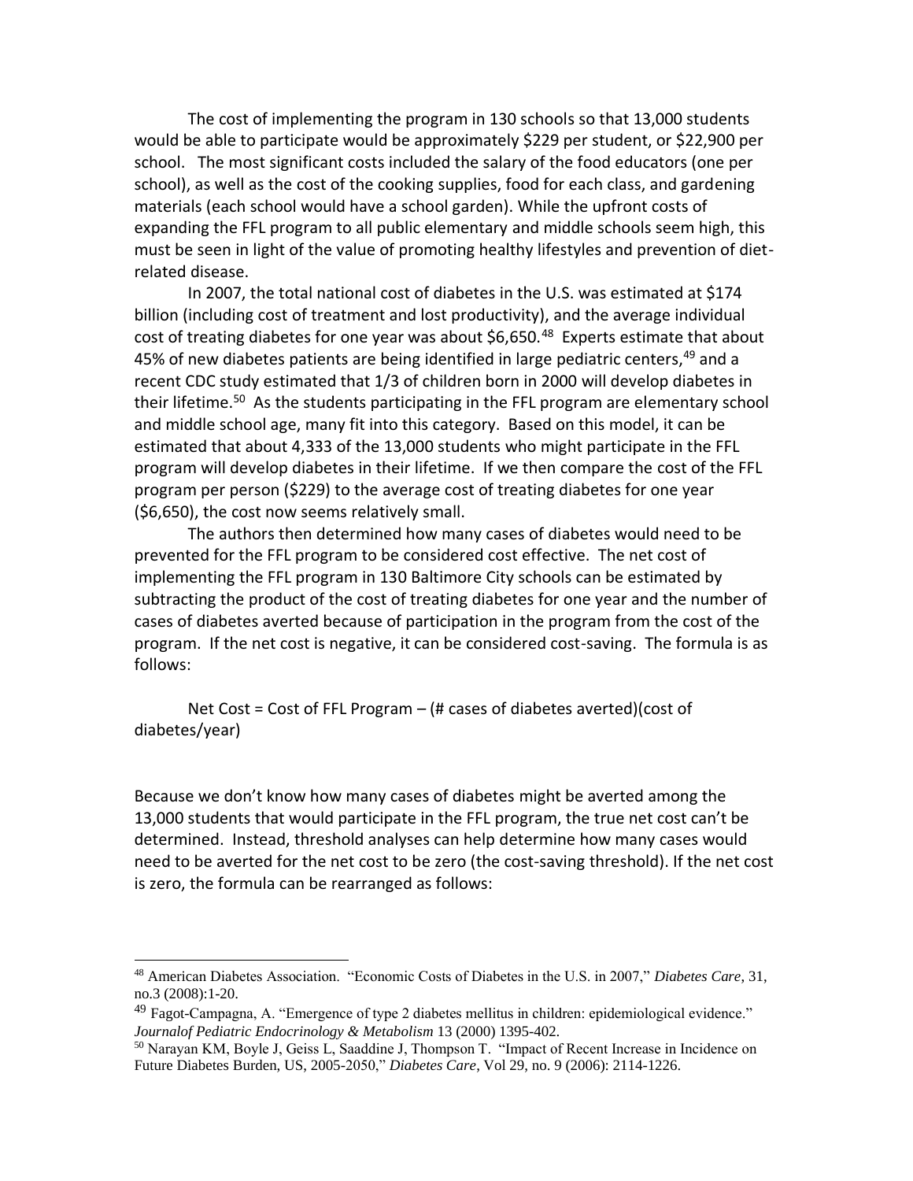The cost of implementing the program in 130 schools so that 13,000 students would be able to participate would be approximately \$229 per student, or \$22,900 per school. The most significant costs included the salary of the food educators (one per school), as well as the cost of the cooking supplies, food for each class, and gardening materials (each school would have a school garden). While the upfront costs of expanding the FFL program to all public elementary and middle schools seem high, this must be seen in light of the value of promoting healthy lifestyles and prevention of diet-related disease.

In 2007, the total national cost of diabetes in the U.S. was estimated at \$174 billion (including cost of treatment and lost productivity), and the average individual cost of treating diabetes for one year was about \$6,650.[48] Experts estimate that about 45% of new diabetes patients are being identified in large pediatric centers,[49] and a recent CDC study estimated that 1/3 of children born in 2000 will develop diabetes in their lifetime.[50] As the students participating in the FFL program are elementary school and middle school age, many fit into this category. Based on this model, it can be estimated that about 4,333 of the 13,000 students who might participate in the FFL program will develop diabetes in their lifetime. If we then compare the cost of the FFL program per person (\$229) to the average cost of treating diabetes for one year (\$6,650), the cost now seems relatively small.

The authors then determined how many cases of diabetes would need to be prevented for the FFL program to be considered cost effective. The net cost of implementing the FFL program in 130 Baltimore City schools can be estimated by subtracting the product of the cost of treating diabetes for one year and the number of cases of diabetes averted because of participation in the program from the cost of the program. If the net cost is negative, it can be considered cost-saving. The formula is as follows:

Net Cost = Cost of FFL Program – (# cases of diabetes averted)(cost of diabetes/year)

Because we don't know how many cases of diabetes might be averted among the 13,000 students that would participate in the FFL program, the true net cost can't be determined. Instead, threshold analyses can help determine how many cases would need to be averted for the net cost to be zero (the cost-saving threshold). If the net cost is zero, the formula can be rearranged as follows:

---

[48] American Diabetes Association. "Economic Costs of Diabetes in the U.S. in 2007," *Diabetes Care*, 31, no.3 (2008):1-20.

[49] Fagot-Campagna, A. "Emergence of type 2 diabetes mellitus in children: epidemiological evidence." *Journalof Pediatric Endocrinology & Metabolism* 13 (2000) 1395-402.

[50] Narayan KM, Boyle J, Geiss L, Saaddine J, Thompson T. "Impact of Recent Increase in Incidence on Future Diabetes Burden, US, 2005-2050," *Diabetes Care*, Vol 29, no. 9 (2006): 2114-1226.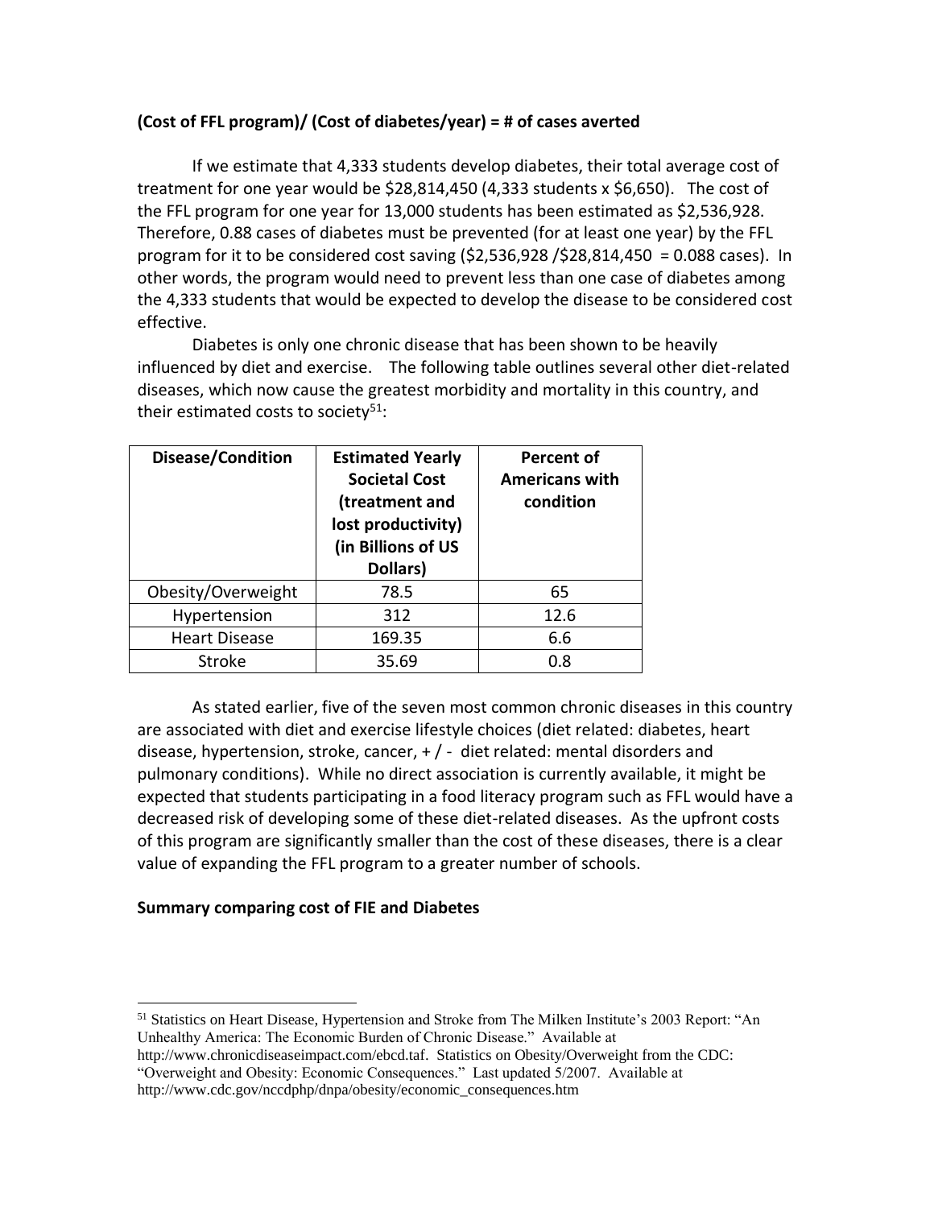**(Cost of FFL program)/ (Cost of diabetes/year) = # of cases averted**

If we estimate that 4,333 students develop diabetes, their total average cost of treatment for one year would be $28,814,450 (4,333 students x $6,650). The cost of the FFL program for one year for 13,000 students has been estimated as $2,536,928. Therefore, 0.88 cases of diabetes must be prevented (for at least one year) by the FFL program for it to be considered cost saving ($2,536,928 /$28,814,450 = 0.088 cases). In other words, the program would need to prevent less than one case of diabetes among the 4,333 students that would be expected to develop the disease to be considered cost effective.

Diabetes is only one chronic disease that has been shown to be heavily influenced by diet and exercise. The following table outlines several other diet-related diseases, which now cause the greatest morbidity and mortality in this country, and their estimated costs to society[51]:

| Disease/Condition | Estimated Yearly Societal Cost (treatment and lost productivity) (in Billions of US Dollars) | Percent of Americans with condition |
|---|---|---|
| Obesity/Overweight | 78.5 | 65 |
| Hypertension | 312 | 12.6 |
| Heart Disease | 169.35 | 6.6 |
| Stroke | 35.69 | 0.8 |

As stated earlier, five of the seven most common chronic diseases in this country are associated with diet and exercise lifestyle choices (diet related: diabetes, heart disease, hypertension, stroke, cancer, + / - diet related: mental disorders and pulmonary conditions). While no direct association is currently available, it might be expected that students participating in a food literacy program such as FFL would have a decreased risk of developing some of these diet-related diseases. As the upfront costs of this program are significantly smaller than the cost of these diseases, there is a clear value of expanding the FFL program to a greater number of schools.

**Summary comparing cost of FIE and Diabetes**

[51] Statistics on Heart Disease, Hypertension and Stroke from The Milken Institute's 2003 Report: "An Unhealthy America: The Economic Burden of Chronic Disease." Available at http://www.chronicdiseaseimpact.com/ebcd.taf. Statistics on Obesity/Overweight from the CDC: "Overweight and Obesity: Economic Consequences." Last updated 5/2007. Available at http://www.cdc.gov/nccdphp/dnpa/obesity/economic_consequences.htm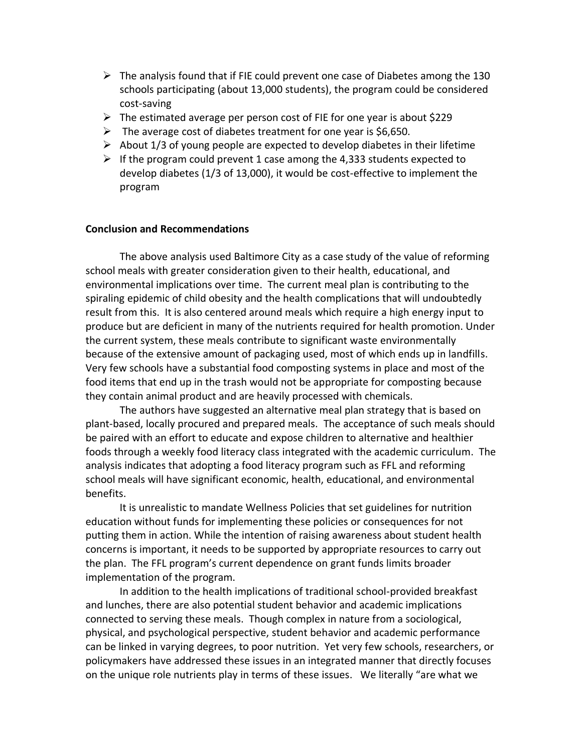- The analysis found that if FIE could prevent one case of Diabetes among the 130 schools participating (about 13,000 students), the program could be considered cost-saving
- The estimated average per person cost of FIE for one year is about $229
- The average cost of diabetes treatment for one year is $6,650.
- About 1/3 of young people are expected to develop diabetes in their lifetime
- If the program could prevent 1 case among the 4,333 students expected to develop diabetes (1/3 of 13,000), it would be cost-effective to implement the program

**Conclusion and Recommendations**

The above analysis used Baltimore City as a case study of the value of reforming school meals with greater consideration given to their health, educational, and environmental implications over time. The current meal plan is contributing to the spiraling epidemic of child obesity and the health complications that will undoubtedly result from this. It is also centered around meals which require a high energy input to produce but are deficient in many of the nutrients required for health promotion. Under the current system, these meals contribute to significant waste environmentally because of the extensive amount of packaging used, most of which ends up in landfills. Very few schools have a substantial food composting systems in place and most of the food items that end up in the trash would not be appropriate for composting because they contain animal product and are heavily processed with chemicals.

The authors have suggested an alternative meal plan strategy that is based on plant-based, locally procured and prepared meals. The acceptance of such meals should be paired with an effort to educate and expose children to alternative and healthier foods through a weekly food literacy class integrated with the academic curriculum. The analysis indicates that adopting a food literacy program such as FFL and reforming school meals will have significant economic, health, educational, and environmental benefits.

It is unrealistic to mandate Wellness Policies that set guidelines for nutrition education without funds for implementing these policies or consequences for not putting them in action. While the intention of raising awareness about student health concerns is important, it needs to be supported by appropriate resources to carry out the plan. The FFL program's current dependence on grant funds limits broader implementation of the program.

In addition to the health implications of traditional school-provided breakfast and lunches, there are also potential student behavior and academic implications connected to serving these meals. Though complex in nature from a sociological, physical, and psychological perspective, student behavior and academic performance can be linked in varying degrees, to poor nutrition. Yet very few schools, researchers, or policymakers have addressed these issues in an integrated manner that directly focuses on the unique role nutrients play in terms of these issues. We literally "are what we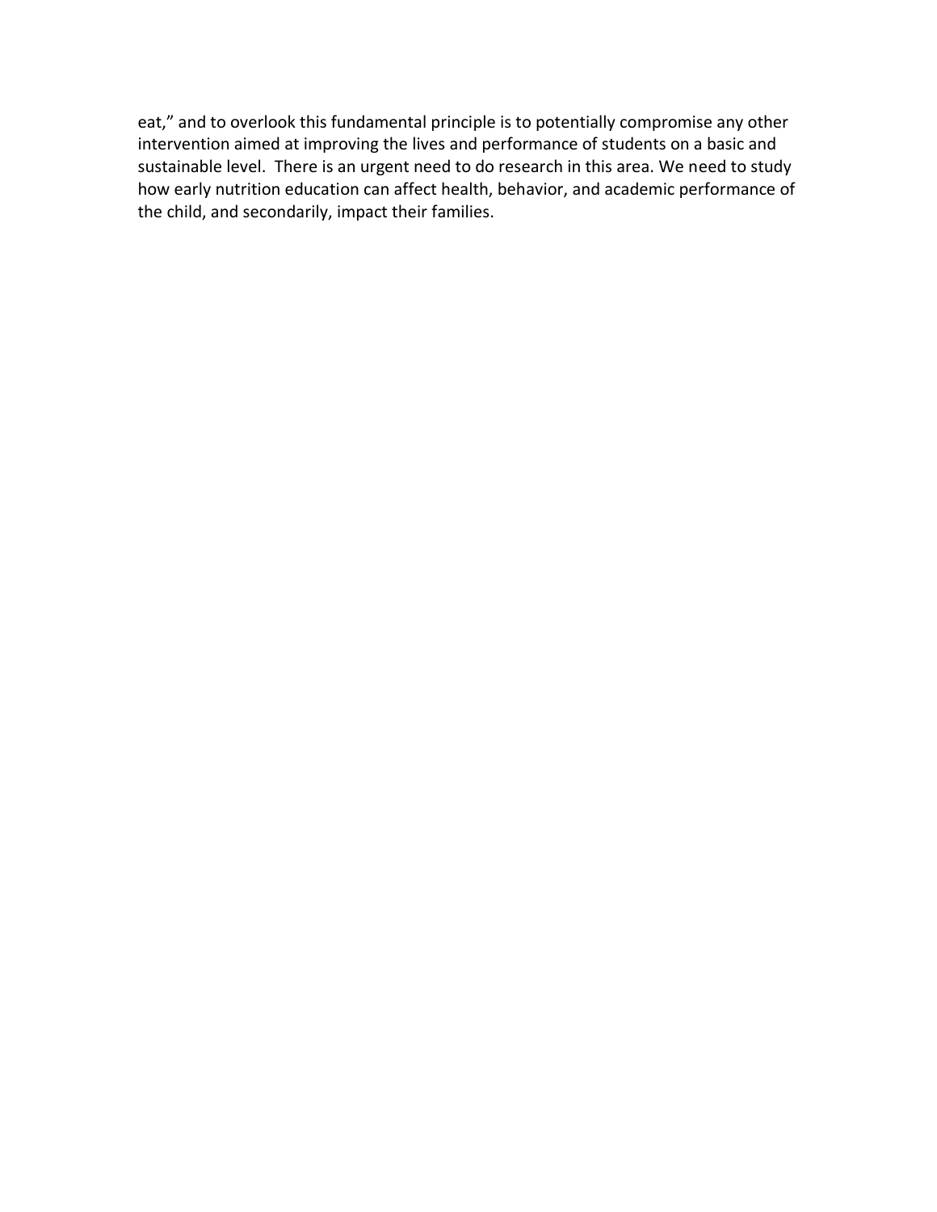eat," and to overlook this fundamental principle is to potentially compromise any other intervention aimed at improving the lives and performance of students on a basic and sustainable level. There is an urgent need to do research in this area. We need to study how early nutrition education can affect health, behavior, and academic performance of the child, and secondarily, impact their families.